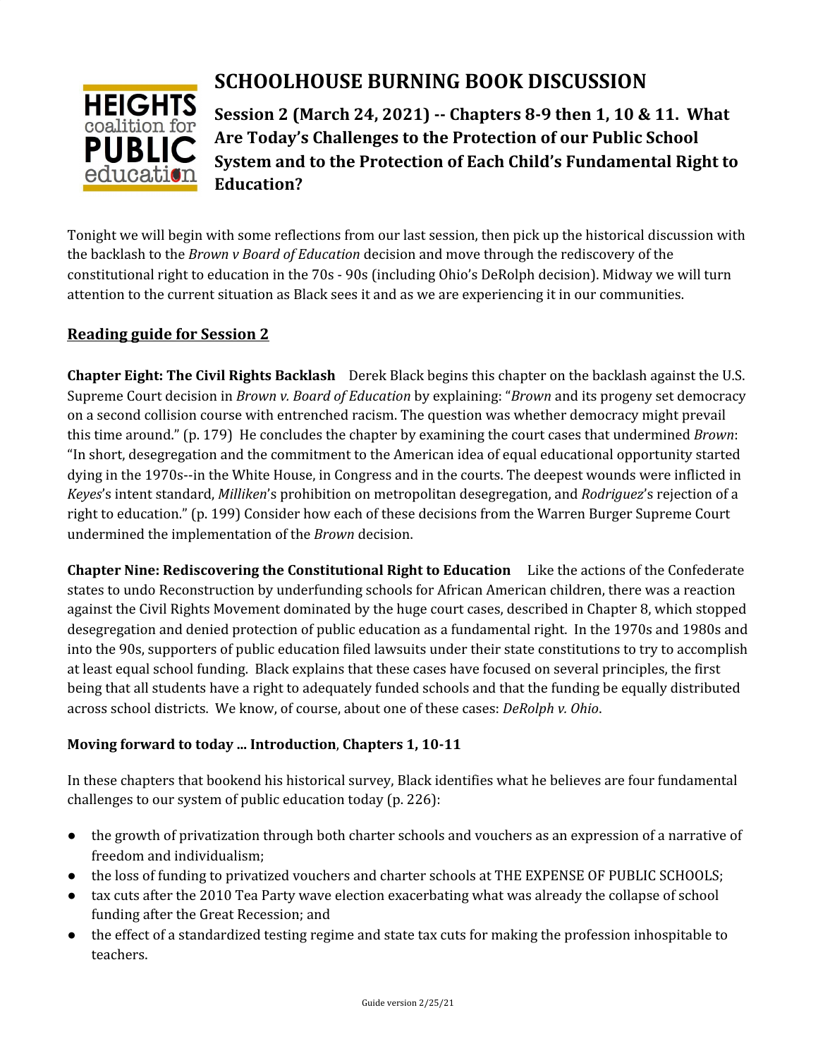# SCHOOLHOUSE BURNING BOOK DISCUSSION

## Session 2 (March 24, 2021) -- Chapters 8-9 then 1, 10 & 11. What Are Today's Challenges to the Protection of our Public School System and to the Protection of Each Child's Fundamental Right to Education?

Tonight we will begin with some reflections from our last session, then pick up the historical discussion with the backlash to the *Brown v Board of Education* decision and move through the rediscovery of the constitutional right to education in the 70s - 90s (including Ohio's DeRolph decision). Midway we will turn attention to the current situation as Black sees it and as we are experiencing it in our communities.

### Reading guide for Session 2

**Chapter Eight: The Civil Rights Backlash** Derek Black begins this chapter on the backlash against the U.S. Supreme Court decision in *Brown v. Board of Education* by explaining: "*Brown* and its progeny set democracy on a second collision course with entrenched racism. The question was whether democracy might prevail this time around." (p. 179) He concludes the chapter by examining the court cases that undermined *Brown*: "In short, desegregation and the commitment to the American idea of equal educational opportunity started dying in the 1970s--in the White House, in Congress and in the courts. The deepest wounds were inflicted in *Keyes*'s intent standard, *Milliken*'s prohibition on metropolitan desegregation, and *Rodriguez*'s rejection of a right to education." (p. 199) Consider how each of these decisions from the Warren Burger Supreme Court undermined the implementation of the *Brown* decision.

**Chapter Nine: Rediscovering the Constitutional Right to Education** Like the actions of the Confederate states to undo Reconstruction by underfunding schools for African American children, there was a reaction against the Civil Rights Movement dominated by the huge court cases, described in Chapter 8, which stopped desegregation and denied protection of public education as a fundamental right. In the 1970s and 1980s and into the 90s, supporters of public education filed lawsuits under their state constitutions to try to accomplish at least equal school funding. Black explains that these cases have focused on several principles, the first being that all students have a right to adequately funded schools and that the funding be equally distributed across school districts. We know, of course, about one of these cases: *DeRolph v. Ohio*.

**Moving forward to today ... Introduction, Chapters 1, 10-11**

In these chapters that bookend his historical survey, Black identifies what he believes are four fundamental challenges to our system of public education today (p. 226):

- the growth of privatization through both charter schools and vouchers as an expression of a narrative of freedom and individualism;
- the loss of funding to privatized vouchers and charter schools at THE EXPENSE OF PUBLIC SCHOOLS;
- tax cuts after the 2010 Tea Party wave election exacerbating what was already the collapse of school funding after the Great Recession; and
- the effect of a standardized testing regime and state tax cuts for making the profession inhospitable to teachers.

Guide version 2/25/21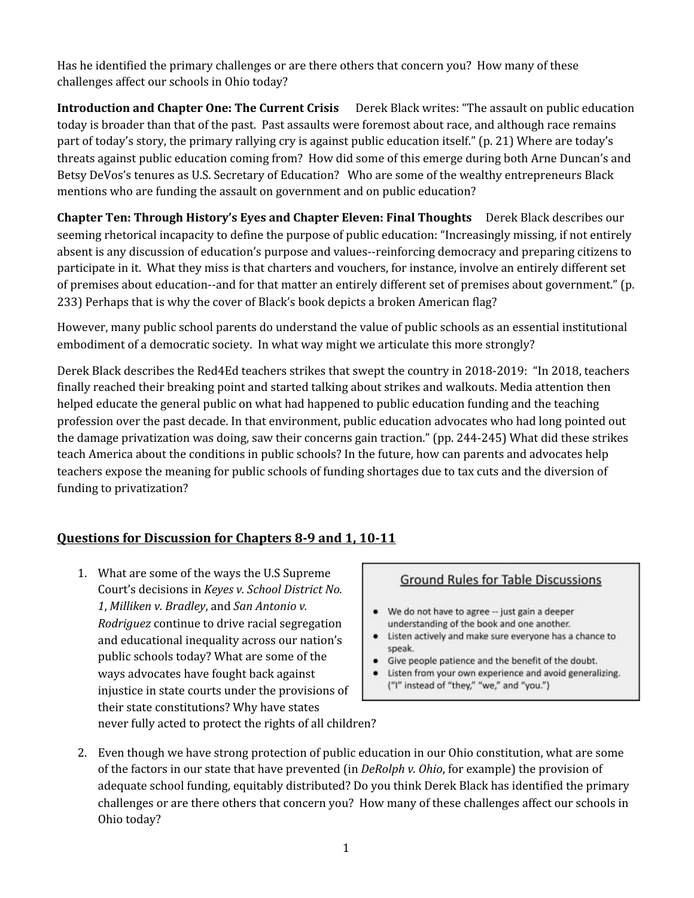Has he identified the primary challenges or are there others that concern you? How many of these challenges affect our schools in Ohio today?

**Introduction and Chapter One: The Current Crisis** Derek Black writes: "The assault on public education today is broader than that of the past. Past assaults were foremost about race, and although race remains part of today's story, the primary rallying cry is against public education itself." (p. 21) Where are today's threats against public education coming from? How did some of this emerge during both Arne Duncan's and Betsy DeVos's tenures as U.S. Secretary of Education? Who are some of the wealthy entrepreneurs Black mentions who are funding the assault on government and on public education?

**Chapter Ten: Through History's Eyes and Chapter Eleven: Final Thoughts** Derek Black describes our seeming rhetorical incapacity to define the purpose of public education: "Increasingly missing, if not entirely absent is any discussion of education's purpose and values--reinforcing democracy and preparing citizens to participate in it. What they miss is that charters and vouchers, for instance, involve an entirely different set of premises about education--and for that matter an entirely different set of premises about government." (p. 233) Perhaps that is why the cover of Black's book depicts a broken American flag?

However, many public school parents do understand the value of public schools as an essential institutional embodiment of a democratic society. In what way might we articulate this more strongly?

Derek Black describes the Red4Ed teachers strikes that swept the country in 2018-2019: "In 2018, teachers finally reached their breaking point and started talking about strikes and walkouts. Media attention then helped educate the general public on what had happened to public education funding and the teaching profession over the past decade. In that environment, public education advocates who had long pointed out the damage privatization was doing, saw their concerns gain traction." (pp. 244-245) What did these strikes teach America about the conditions in public schools? In the future, how can parents and advocates help teachers expose the meaning for public schools of funding shortages due to tax cuts and the diversion of funding to privatization?

## Questions for Discussion for Chapters 8-9 and 1, 10-11

> **Ground Rules for Table Discussions**
>
> - We do not have to agree -- just gain a deeper understanding of the book and one another.
> - Listen actively and make sure everyone has a chance to speak.
> - Give people patience and the benefit of the doubt.
> - Listen from your own experience and avoid generalizing. ("I" instead of "they," "we," and "you.")

1. What are some of the ways the U.S Supreme Court's decisions in *Keyes v. School District No. 1*, *Milliken v. Bradley*, and *San Antonio v. Rodriguez* continue to drive racial segregation and educational inequality across our nation's public schools today? What are some of the ways advocates have fought back against injustice in state courts under the provisions of their state constitutions? Why have states never fully acted to protect the rights of all children?

2. Even though we have strong protection of public education in our Ohio constitution, what are some of the factors in our state that have prevented (in *DeRolph v. Ohio*, for example) the provision of adequate school funding, equitably distributed? Do you think Derek Black has identified the primary challenges or are there others that concern you? How many of these challenges affect our schools in Ohio today?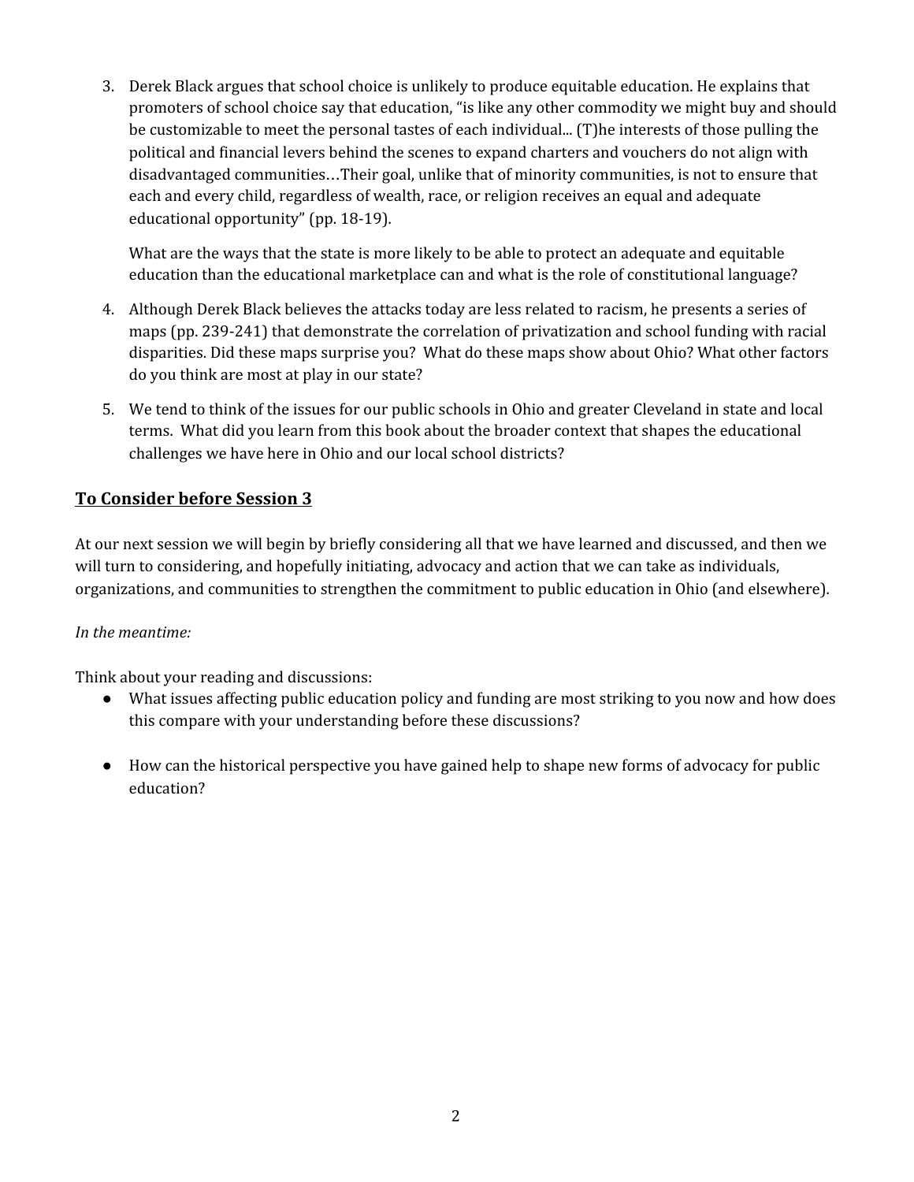3. Derek Black argues that school choice is unlikely to produce equitable education. He explains that promoters of school choice say that education, "is like any other commodity we might buy and should be customizable to meet the personal tastes of each individual... (T)he interests of those pulling the political and financial levers behind the scenes to expand charters and vouchers do not align with disadvantaged communities…Their goal, unlike that of minority communities, is not to ensure that each and every child, regardless of wealth, race, or religion receives an equal and adequate educational opportunity" (pp. 18-19).

   What are the ways that the state is more likely to be able to protect an adequate and equitable education than the educational marketplace can and what is the role of constitutional language?

4. Although Derek Black believes the attacks today are less related to racism, he presents a series of maps (pp. 239-241) that demonstrate the correlation of privatization and school funding with racial disparities. Did these maps surprise you? What do these maps show about Ohio? What other factors do you think are most at play in our state?

5. We tend to think of the issues for our public schools in Ohio and greater Cleveland in state and local terms. What did you learn from this book about the broader context that shapes the educational challenges we have here in Ohio and our local school districts?

## **<u>To Consider before Session 3</u>**

At our next session we will begin by briefly considering all that we have learned and discussed, and then we will turn to considering, and hopefully initiating, advocacy and action that we can take as individuals, organizations, and communities to strengthen the commitment to public education in Ohio (and elsewhere).

*In the meantime:*

Think about your reading and discussions:

- What issues affecting public education policy and funding are most striking to you now and how does this compare with your understanding before these discussions?

- How can the historical perspective you have gained help to shape new forms of advocacy for public education?